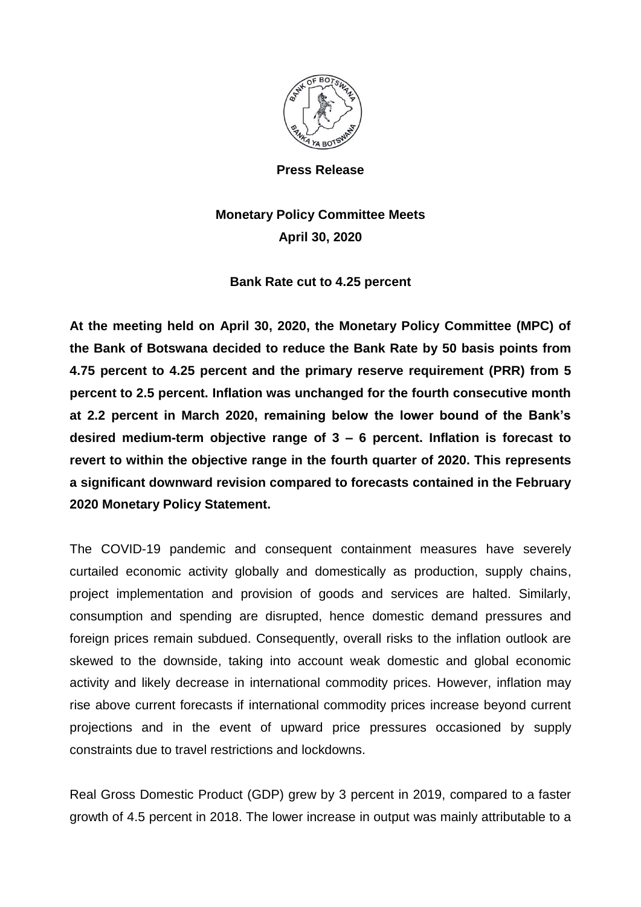**Press Release**

# Monetary Policy Committee Meets
## April 30, 2020

### Bank Rate cut to 4.25 percent

**At the meeting held on April 30, 2020, the Monetary Policy Committee (MPC) of the Bank of Botswana decided to reduce the Bank Rate by 50 basis points from 4.75 percent to 4.25 percent and the primary reserve requirement (PRR) from 5 percent to 2.5 percent. Inflation was unchanged for the fourth consecutive month at 2.2 percent in March 2020, remaining below the lower bound of the Bank's desired medium-term objective range of 3 – 6 percent. Inflation is forecast to revert to within the objective range in the fourth quarter of 2020. This represents a significant downward revision compared to forecasts contained in the February 2020 Monetary Policy Statement.**

The COVID-19 pandemic and consequent containment measures have severely curtailed economic activity globally and domestically as production, supply chains, project implementation and provision of goods and services are halted. Similarly, consumption and spending are disrupted, hence domestic demand pressures and foreign prices remain subdued. Consequently, overall risks to the inflation outlook are skewed to the downside, taking into account weak domestic and global economic activity and likely decrease in international commodity prices. However, inflation may rise above current forecasts if international commodity prices increase beyond current projections and in the event of upward price pressures occasioned by supply constraints due to travel restrictions and lockdowns.

Real Gross Domestic Product (GDP) grew by 3 percent in 2019, compared to a faster growth of 4.5 percent in 2018. The lower increase in output was mainly attributable to a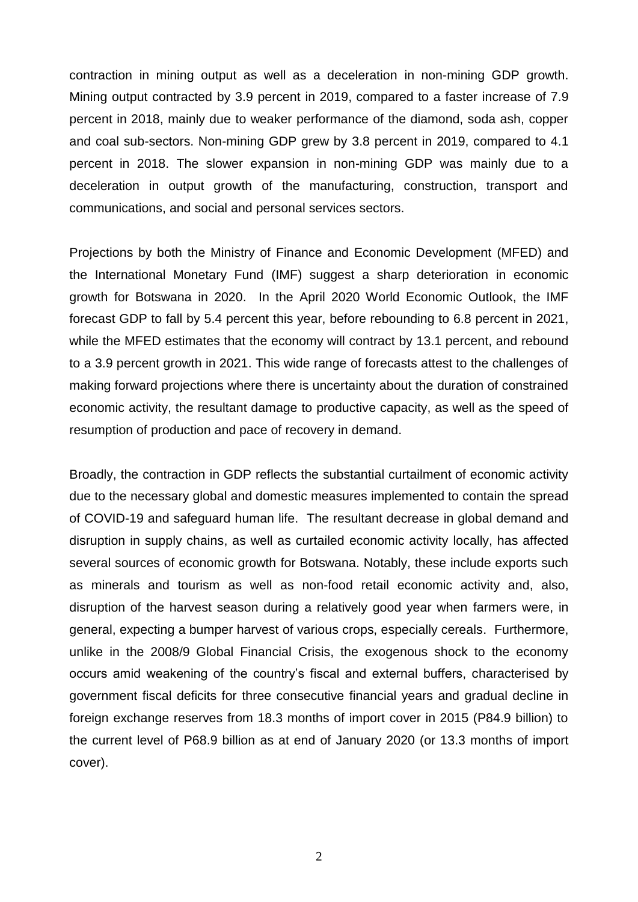contraction in mining output as well as a deceleration in non-mining GDP growth. Mining output contracted by 3.9 percent in 2019, compared to a faster increase of 7.9 percent in 2018, mainly due to weaker performance of the diamond, soda ash, copper and coal sub-sectors. Non-mining GDP grew by 3.8 percent in 2019, compared to 4.1 percent in 2018. The slower expansion in non-mining GDP was mainly due to a deceleration in output growth of the manufacturing, construction, transport and communications, and social and personal services sectors.

Projections by both the Ministry of Finance and Economic Development (MFED) and the International Monetary Fund (IMF) suggest a sharp deterioration in economic growth for Botswana in 2020. In the April 2020 World Economic Outlook, the IMF forecast GDP to fall by 5.4 percent this year, before rebounding to 6.8 percent in 2021, while the MFED estimates that the economy will contract by 13.1 percent, and rebound to a 3.9 percent growth in 2021. This wide range of forecasts attest to the challenges of making forward projections where there is uncertainty about the duration of constrained economic activity, the resultant damage to productive capacity, as well as the speed of resumption of production and pace of recovery in demand.

Broadly, the contraction in GDP reflects the substantial curtailment of economic activity due to the necessary global and domestic measures implemented to contain the spread of COVID-19 and safeguard human life. The resultant decrease in global demand and disruption in supply chains, as well as curtailed economic activity locally, has affected several sources of economic growth for Botswana. Notably, these include exports such as minerals and tourism as well as non-food retail economic activity and, also, disruption of the harvest season during a relatively good year when farmers were, in general, expecting a bumper harvest of various crops, especially cereals. Furthermore, unlike in the 2008/9 Global Financial Crisis, the exogenous shock to the economy occurs amid weakening of the country's fiscal and external buffers, characterised by government fiscal deficits for three consecutive financial years and gradual decline in foreign exchange reserves from 18.3 months of import cover in 2015 (P84.9 billion) to the current level of P68.9 billion as at end of January 2020 (or 13.3 months of import cover).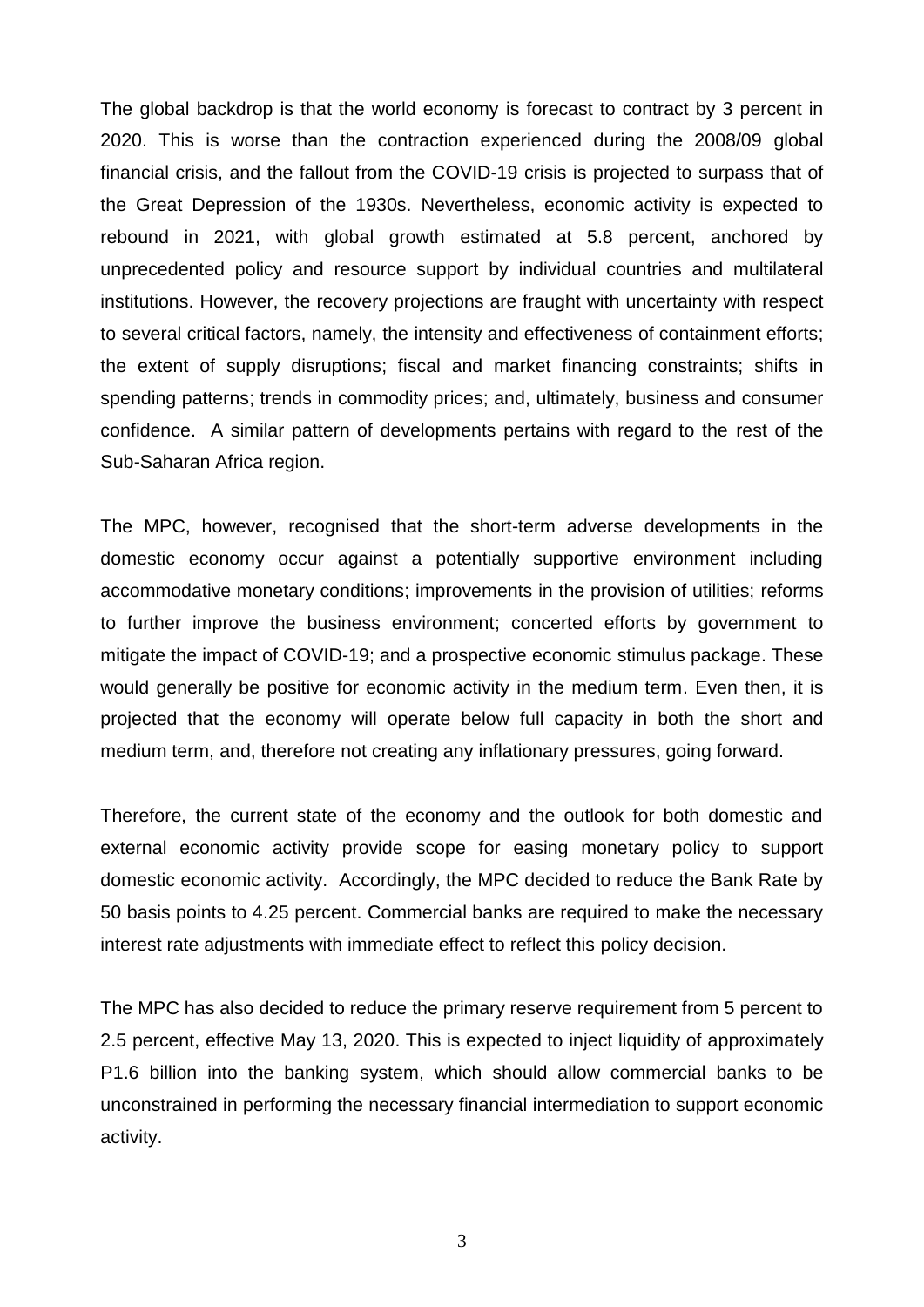The global backdrop is that the world economy is forecast to contract by 3 percent in 2020. This is worse than the contraction experienced during the 2008/09 global financial crisis, and the fallout from the COVID-19 crisis is projected to surpass that of the Great Depression of the 1930s. Nevertheless, economic activity is expected to rebound in 2021, with global growth estimated at 5.8 percent, anchored by unprecedented policy and resource support by individual countries and multilateral institutions. However, the recovery projections are fraught with uncertainty with respect to several critical factors, namely, the intensity and effectiveness of containment efforts; the extent of supply disruptions; fiscal and market financing constraints; shifts in spending patterns; trends in commodity prices; and, ultimately, business and consumer confidence. A similar pattern of developments pertains with regard to the rest of the Sub-Saharan Africa region.

The MPC, however, recognised that the short-term adverse developments in the domestic economy occur against a potentially supportive environment including accommodative monetary conditions; improvements in the provision of utilities; reforms to further improve the business environment; concerted efforts by government to mitigate the impact of COVID-19; and a prospective economic stimulus package. These would generally be positive for economic activity in the medium term. Even then, it is projected that the economy will operate below full capacity in both the short and medium term, and, therefore not creating any inflationary pressures, going forward.

Therefore, the current state of the economy and the outlook for both domestic and external economic activity provide scope for easing monetary policy to support domestic economic activity. Accordingly, the MPC decided to reduce the Bank Rate by 50 basis points to 4.25 percent. Commercial banks are required to make the necessary interest rate adjustments with immediate effect to reflect this policy decision.

The MPC has also decided to reduce the primary reserve requirement from 5 percent to 2.5 percent, effective May 13, 2020. This is expected to inject liquidity of approximately P1.6 billion into the banking system, which should allow commercial banks to be unconstrained in performing the necessary financial intermediation to support economic activity.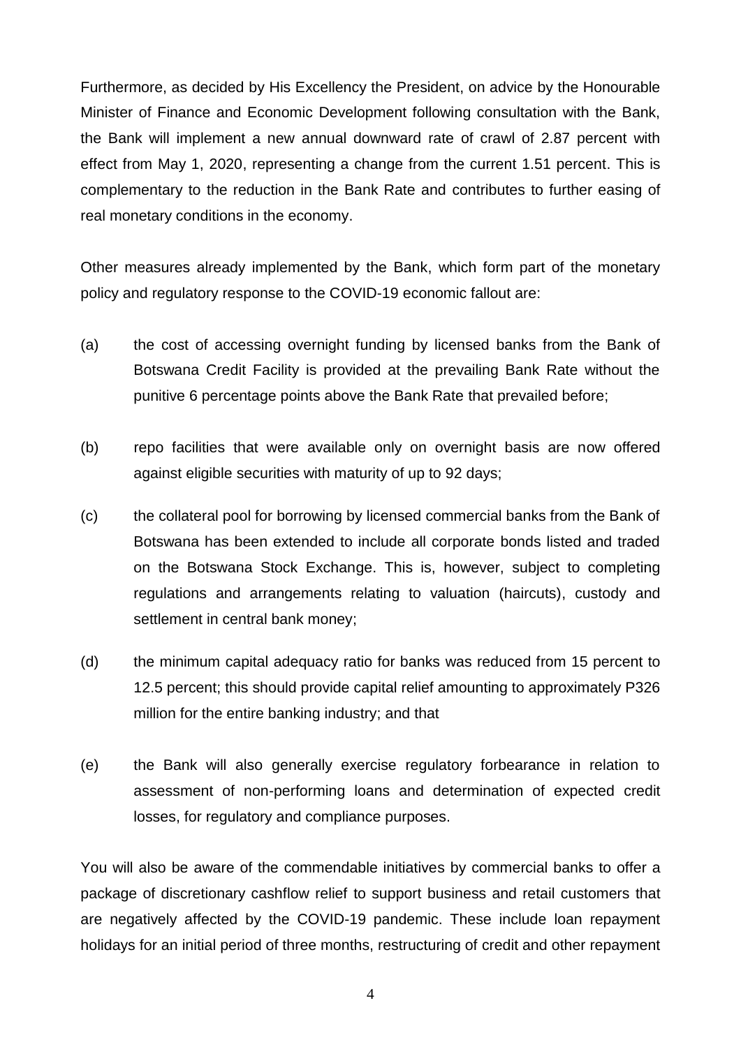Furthermore, as decided by His Excellency the President, on advice by the Honourable Minister of Finance and Economic Development following consultation with the Bank, the Bank will implement a new annual downward rate of crawl of 2.87 percent with effect from May 1, 2020, representing a change from the current 1.51 percent. This is complementary to the reduction in the Bank Rate and contributes to further easing of real monetary conditions in the economy.

Other measures already implemented by the Bank, which form part of the monetary policy and regulatory response to the COVID-19 economic fallout are:

(a) the cost of accessing overnight funding by licensed banks from the Bank of Botswana Credit Facility is provided at the prevailing Bank Rate without the punitive 6 percentage points above the Bank Rate that prevailed before;

(b) repo facilities that were available only on overnight basis are now offered against eligible securities with maturity of up to 92 days;

(c) the collateral pool for borrowing by licensed commercial banks from the Bank of Botswana has been extended to include all corporate bonds listed and traded on the Botswana Stock Exchange. This is, however, subject to completing regulations and arrangements relating to valuation (haircuts), custody and settlement in central bank money;

(d) the minimum capital adequacy ratio for banks was reduced from 15 percent to 12.5 percent; this should provide capital relief amounting to approximately P326 million for the entire banking industry; and that

(e) the Bank will also generally exercise regulatory forbearance in relation to assessment of non-performing loans and determination of expected credit losses, for regulatory and compliance purposes.

You will also be aware of the commendable initiatives by commercial banks to offer a package of discretionary cashflow relief to support business and retail customers that are negatively affected by the COVID-19 pandemic. These include loan repayment holidays for an initial period of three months, restructuring of credit and other repayment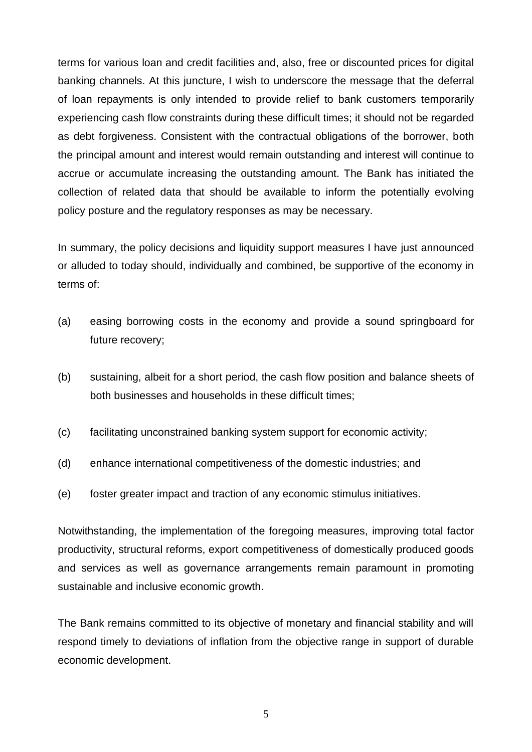terms for various loan and credit facilities and, also, free or discounted prices for digital banking channels. At this juncture, I wish to underscore the message that the deferral of loan repayments is only intended to provide relief to bank customers temporarily experiencing cash flow constraints during these difficult times; it should not be regarded as debt forgiveness. Consistent with the contractual obligations of the borrower, both the principal amount and interest would remain outstanding and interest will continue to accrue or accumulate increasing the outstanding amount. The Bank has initiated the collection of related data that should be available to inform the potentially evolving policy posture and the regulatory responses as may be necessary.

In summary, the policy decisions and liquidity support measures I have just announced or alluded to today should, individually and combined, be supportive of the economy in terms of:

(a) easing borrowing costs in the economy and provide a sound springboard for future recovery;

(b) sustaining, albeit for a short period, the cash flow position and balance sheets of both businesses and households in these difficult times;

(c) facilitating unconstrained banking system support for economic activity;

(d) enhance international competitiveness of the domestic industries; and

(e) foster greater impact and traction of any economic stimulus initiatives.

Notwithstanding, the implementation of the foregoing measures, improving total factor productivity, structural reforms, export competitiveness of domestically produced goods and services as well as governance arrangements remain paramount in promoting sustainable and inclusive economic growth.

The Bank remains committed to its objective of monetary and financial stability and will respond timely to deviations of inflation from the objective range in support of durable economic development.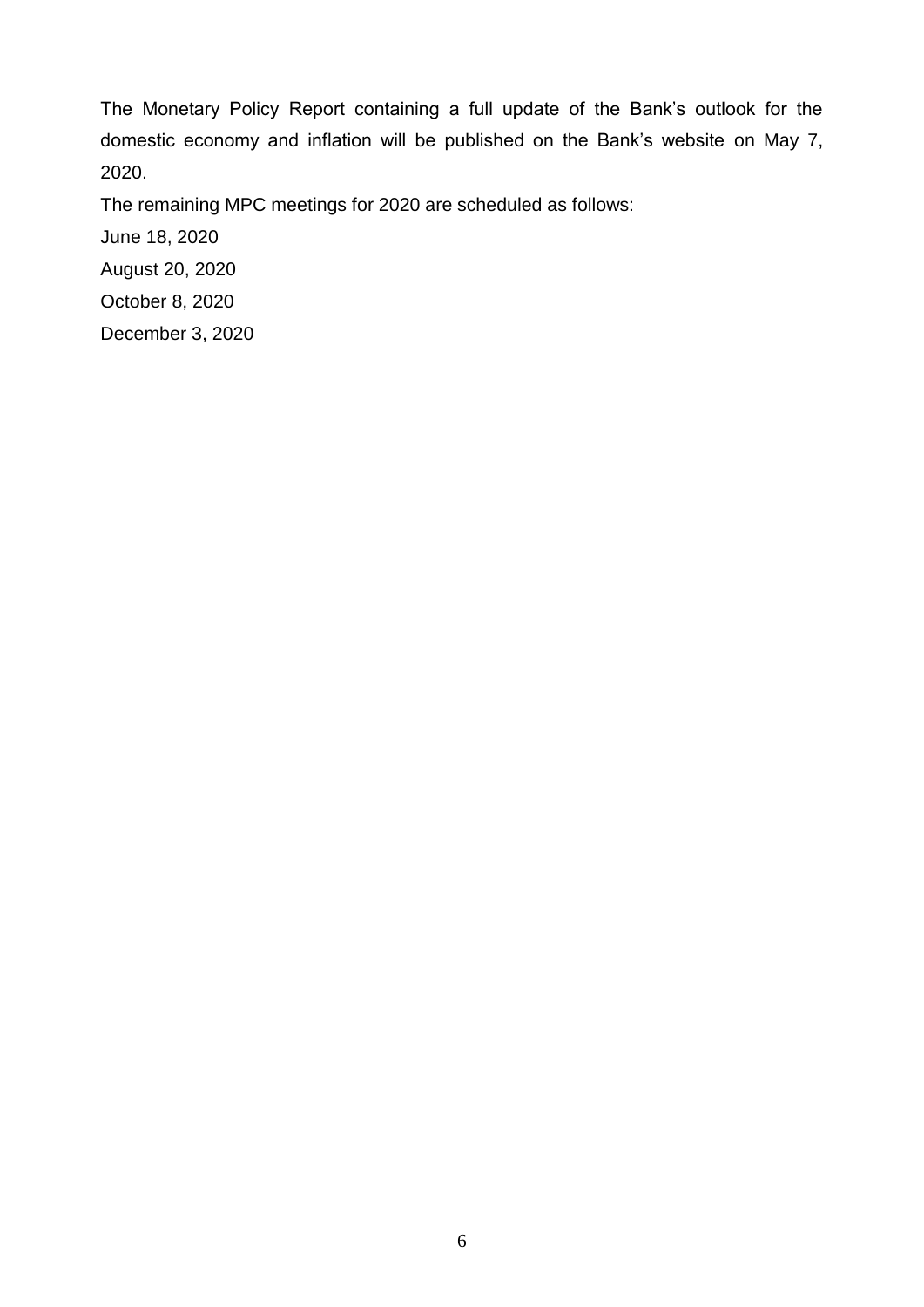The Monetary Policy Report containing a full update of the Bank's outlook for the domestic economy and inflation will be published on the Bank's website on May 7, 2020.

The remaining MPC meetings for 2020 are scheduled as follows:

June 18, 2020

August 20, 2020

October 8, 2020

December 3, 2020